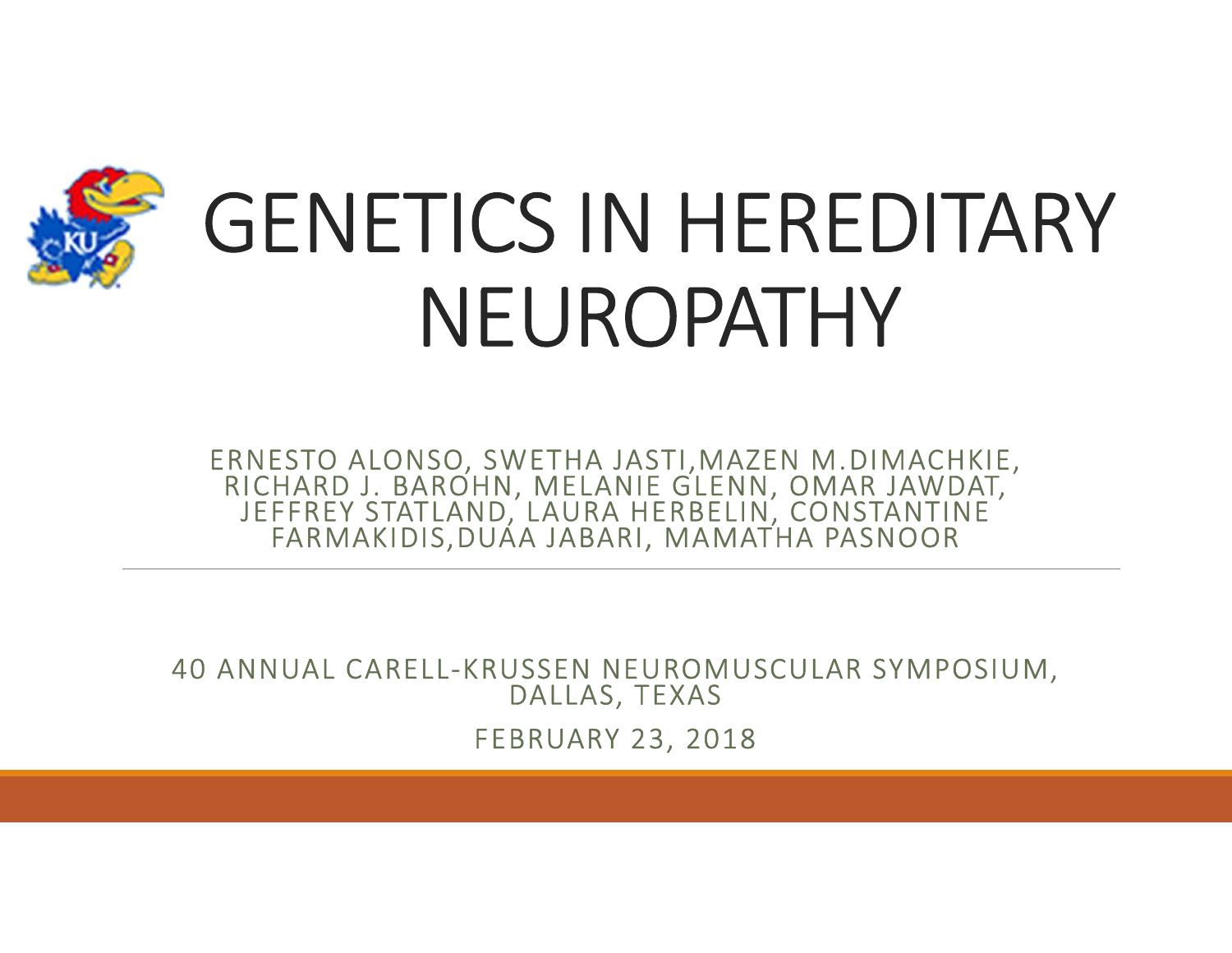# GENETICS IN HEREDITARY NEUROPATHY

ERNESTO ALONSO, SWETHA JASTI,MAZEN M.DIMACHKIE, RICHARD J. BAROHN, MELANIE GLENN, OMAR JAWDAT, JEFFREY STATLAND, LAURA HERBELIN, CONSTANTINE FARMAKIDIS,DUAA JABARI, MAMATHA PASNOOR

---

40 ANNUAL CARELL-KRUSSEN NEUROMUSCULAR SYMPOSIUM, DALLAS, TEXAS

FEBRUARY 23, 2018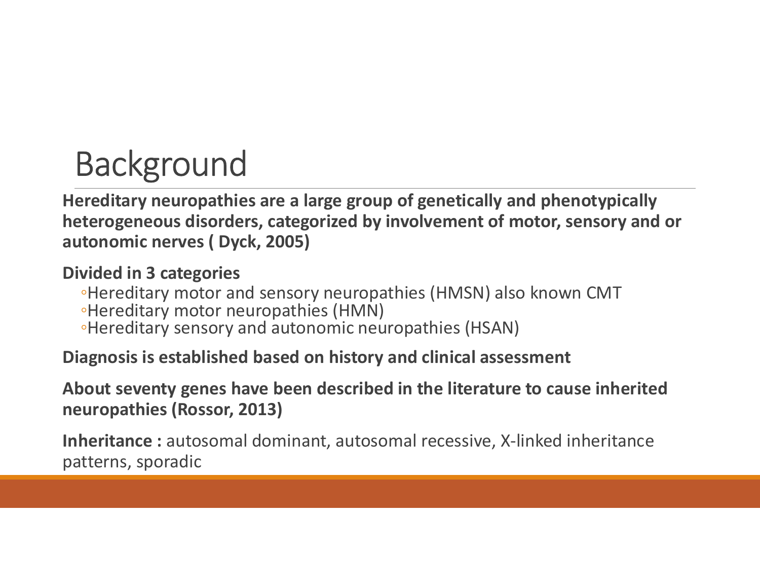# Background

**Hereditary neuropathies are a large group of genetically and phenotypically heterogeneous disorders, categorized by involvement of motor, sensory and or autonomic nerves ( Dyck, 2005)**

**Divided in 3 categories**

- Hereditary motor and sensory neuropathies (HMSN) also known CMT
- Hereditary motor neuropathies (HMN)
- Hereditary sensory and autonomic neuropathies (HSAN)

**Diagnosis is established based on history and clinical assessment**

**About seventy genes have been described in the literature to cause inherited neuropathies (Rossor, 2013)**

**Inheritance :** autosomal dominant, autosomal recessive, X-linked inheritance patterns, sporadic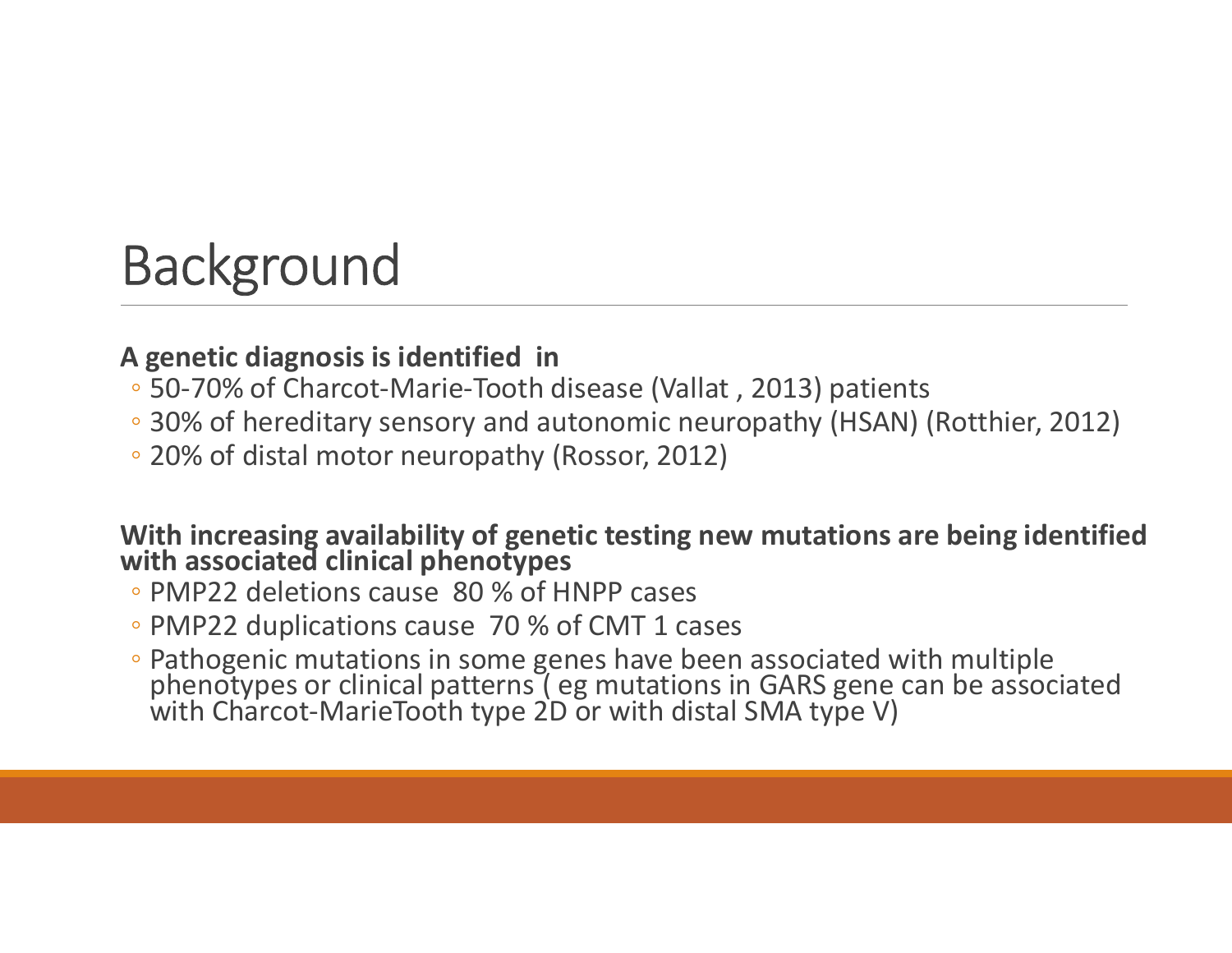# Background

**A genetic diagnosis is identified in**

- 50-70% of Charcot-Marie-Tooth disease (Vallat , 2013) patients
- 30% of hereditary sensory and autonomic neuropathy (HSAN) (Rotthier, 2012)
- 20% of distal motor neuropathy (Rossor, 2012)

**With increasing availability of genetic testing new mutations are being identified with associated clinical phenotypes**

- PMP22 deletions cause 80 % of HNPP cases
- PMP22 duplications cause 70 % of CMT 1 cases
- Pathogenic mutations in some genes have been associated with multiple phenotypes or clinical patterns ( eg mutations in GARS gene can be associated with Charcot-MarieTooth type 2D or with distal SMA type V)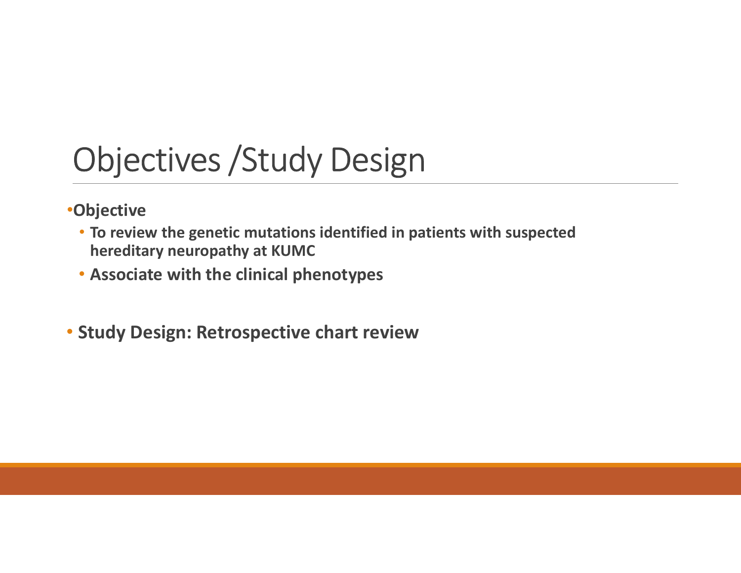# Objectives /Study Design

- **Objective**
  - **To review the genetic mutations identified in patients with suspected hereditary neuropathy at KUMC**
  - **Associate with the clinical phenotypes**

- **Study Design: Retrospective chart review**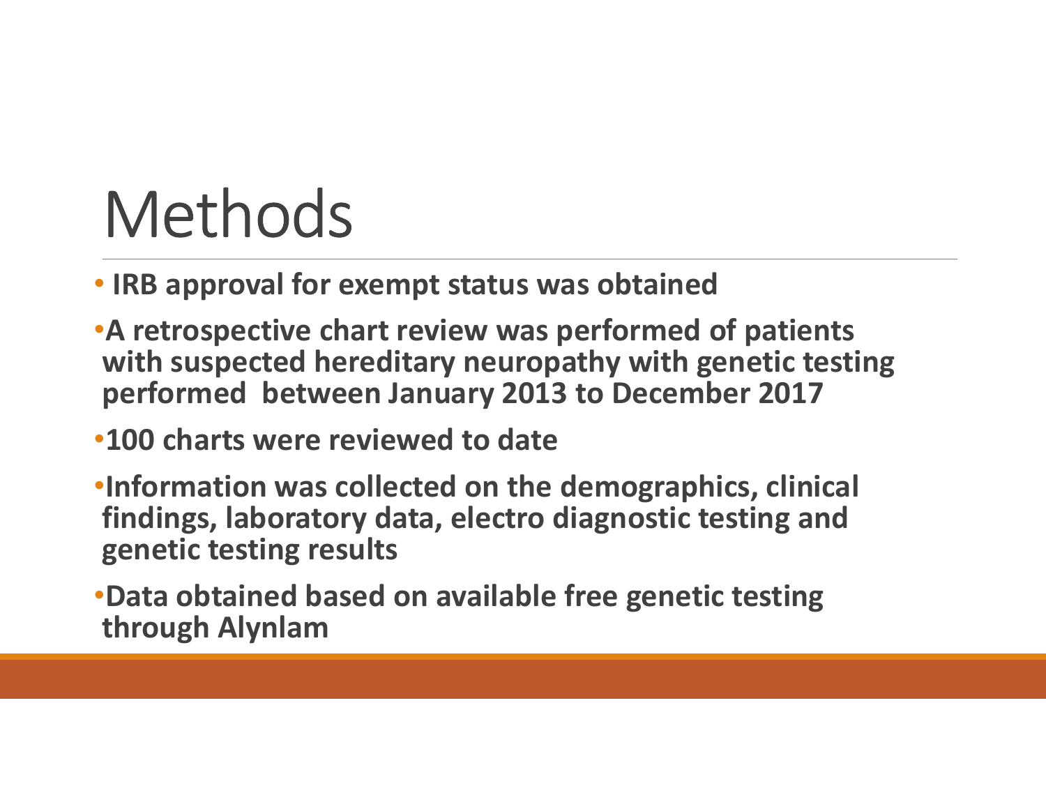# Methods

- **IRB approval for exempt status was obtained**
- **A retrospective chart review was performed of patients with suspected hereditary neuropathy with genetic testing performed between January 2013 to December 2017**
- **100 charts were reviewed to date**
- **Information was collected on the demographics, clinical findings, laboratory data, electro diagnostic testing and genetic testing results**
- **Data obtained based on available free genetic testing through Alynlam**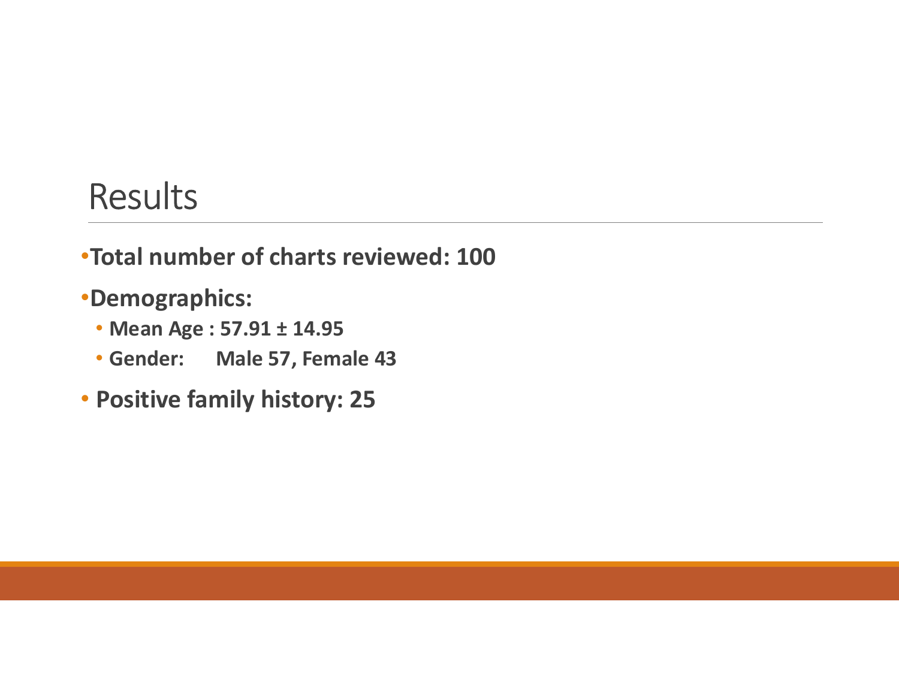# Results

- **Total number of charts reviewed: 100**
- **Demographics:**
  - **Mean Age : 57.91 ± 14.95**
  - **Gender: Male 57, Female 43**
- **Positive family history: 25**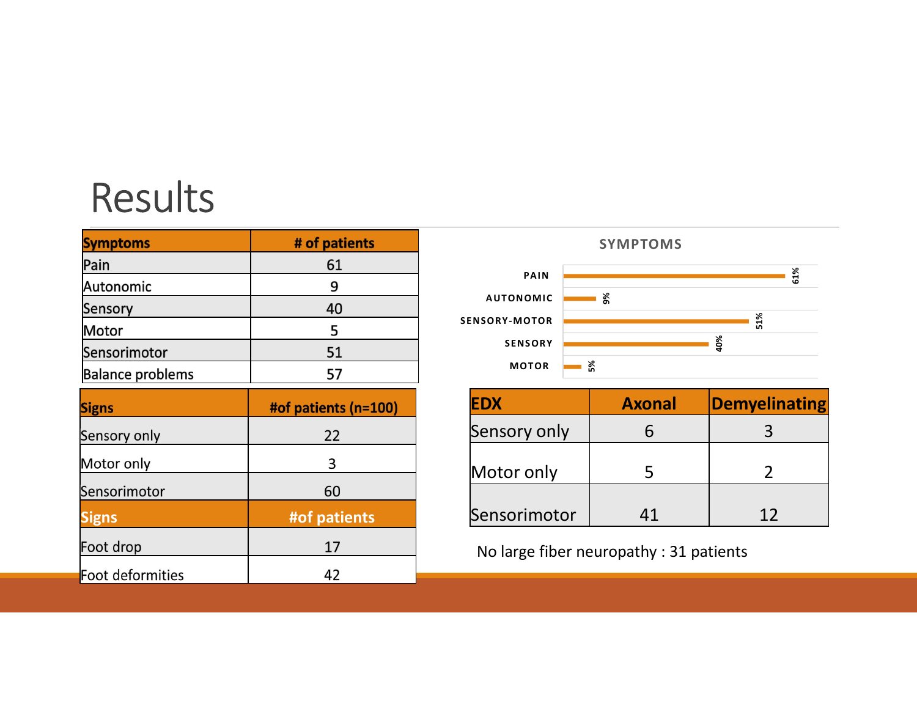# Results

| Symptoms | # of patients |
|---|---|
| Pain | 61 |
| Autonomic | 9 |
| Sensory | 40 |
| Motor | 5 |
| Sensorimotor | 51 |
| Balance problems | 57 |

| Signs | #of patients (n=100) |
|---|---|
| Sensory only | 22 |
| Motor only | 3 |
| Sensorimotor | 60 |
| **Signs** | **#of patients** |
| Foot drop | 17 |
| Foot deformities | 42 |

SYMPTOMS

PAIN 61%

AUTONOMIC 9%

SENSORY-MOTOR 51%

SENSORY 40%

MOTOR 5%

| EDX | Axonal | Demyelinating |
|---|---|---|
| Sensory only | 6 | 3 |
| Motor only | 5 | 2 |
| Sensorimotor | 41 | 12 |

No large fiber neuropathy : 31 patients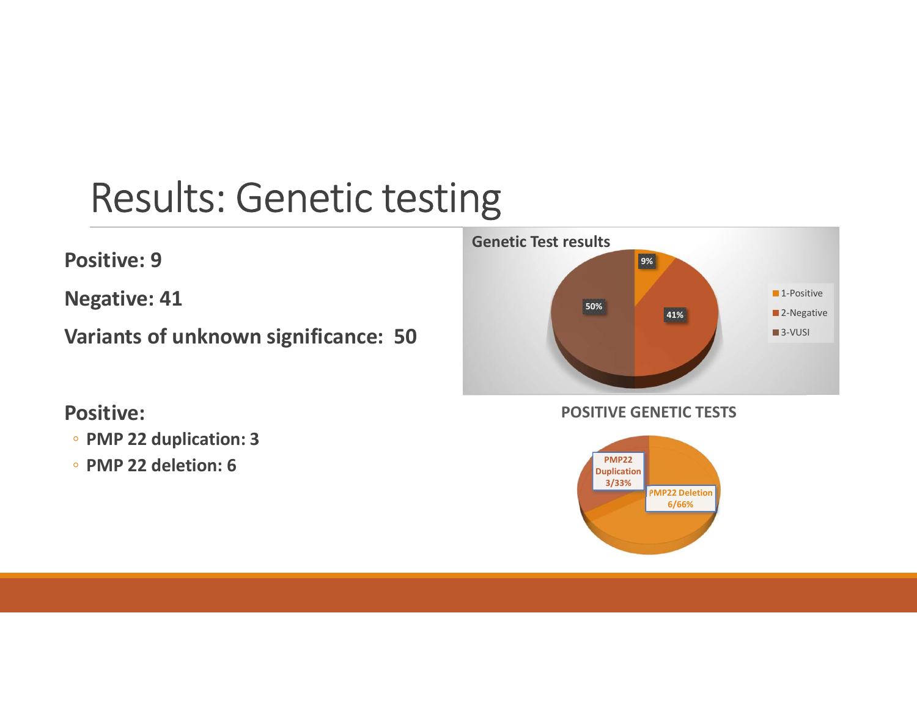# Results: Genetic testing

**Positive: 9**

**Negative: 41**

**Variants of unknown significance: 50**

Genetic Test results

9%

41%

50%

1-Positive

2-Negative

3-VUSI

**Positive:**

- **PMP 22 duplication: 3**
- **PMP 22 deletion: 6**

POSITIVE GENETIC TESTS

PMP22 Duplication 3/33%

PMP22 Deletion 6/66%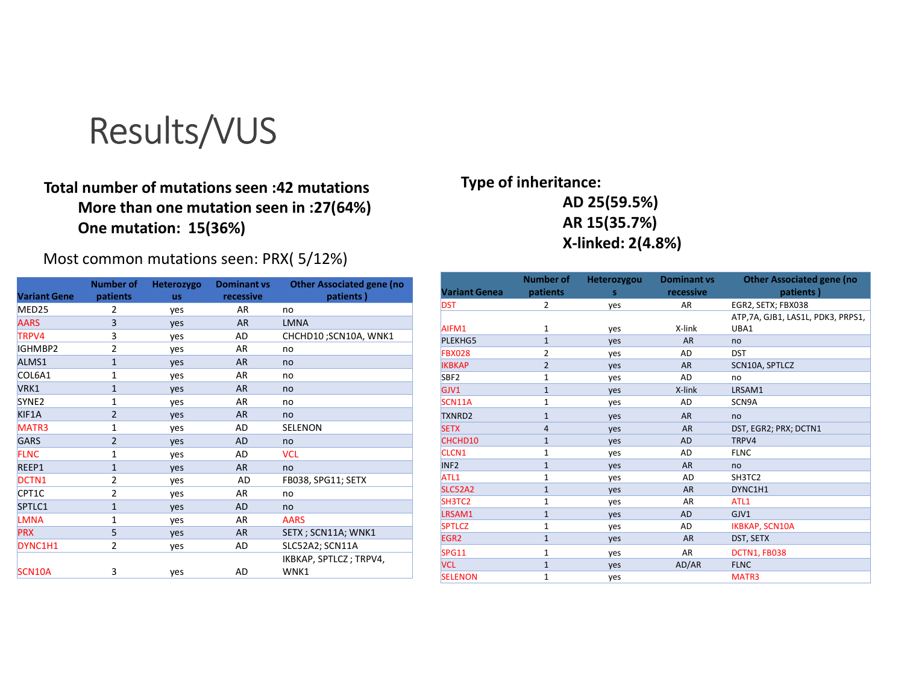# Results/VUS

**Total number of mutations seen :42 mutations**

**More than one mutation seen in :27(64%)**

**One mutation: 15(36%)**

Most common mutations seen: PRX( 5/12%)

**Type of inheritance:**

**AD 25(59.5%)**

**AR 15(35.7%)**

**X-linked: 2(4.8%)**

| Variant Gene | Number of patients | Heterozygous | Dominant vs recessive | Other Associated gene (no patients ) |
|---|---|---|---|---|
| MED25 | 2 | yes | AR | no |
| AARS | 3 | yes | AR | LMNA |
| TRPV4 | 3 | yes | AD | CHCHD10 ;SCN10A, WNK1 |
| IGHMBP2 | 2 | yes | AR | no |
| ALMS1 | 1 | yes | AR | no |
| COL6A1 | 1 | yes | AR | no |
| VRK1 | 1 | yes | AR | no |
| SYNE2 | 1 | yes | AR | no |
| KIF1A | 2 | yes | AR | no |
| MATR3 | 1 | yes | AD | SELENON |
| GARS | 2 | yes | AD | no |
| FLNC | 1 | yes | AD | VCL |
| REEP1 | 1 | yes | AR | no |
| DCTN1 | 2 | yes | AD | FB038, SPG11; SETX |
| CPT1C | 2 | yes | AR | no |
| SPTLC1 | 1 | yes | AD | no |
| LMNA | 1 | yes | AR | AARS |
| PRX | 5 | yes | AR | SETX ; SCN11A; WNK1 |
| DYNC1H1 | 2 | yes | AD | SLC52A2; SCN11A |
| SCN10A | 3 | yes | AD | IKBKAP, SPTLCZ ; TRPV4, WNK1 |

| Variant Genea | Number of patients | Heterozygous | Dominant vs recessive | Other Associated gene (no patients ) |
|---|---|---|---|---|
| DST | 2 | yes | AR | EGR2, SETX; FBX038 |
| AIFM1 | 1 | yes | X-link | ATP,7A, GJB1, LAS1L, PDK3, PRPS1, UBA1 |
| PLEKHG5 | 1 | yes | AR | no |
| FBX028 | 2 | yes | AD | DST |
| IKBKAP | 2 | yes | AR | SCN10A, SPTLCZ |
| SBF2 | 1 | yes | AD | no |
| GJV1 | 1 | yes | X-link | LRSAM1 |
| SCN11A | 1 | yes | AD | SCN9A |
| TXNRD2 | 1 | yes | AR | no |
| SETX | 4 | yes | AR | DST, EGR2; PRX; DCTN1 |
| CHCHD10 | 1 | yes | AD | TRPV4 |
| CLCN1 | 1 | yes | AD | FLNC |
| INF2 | 1 | yes | AR | no |
| ATL1 | 1 | yes | AD | SH3TC2 |
| SLC52A2 | 1 | yes | AR | DYNC1H1 |
| SH3TC2 | 1 | yes | AR | ATL1 |
| LRSAM1 | 1 | yes | AD | GJV1 |
| SPTLCZ | 1 | yes | AD | IKBKAP, SCN10A |
| EGR2 | 1 | yes | AR | DST, SETX |
| SPG11 | 1 | yes | AR | DCTN1, FB038 |
| VCL | 1 | yes | AD/AR | FLNC |
| SELENON | 1 | yes | | MATR3 |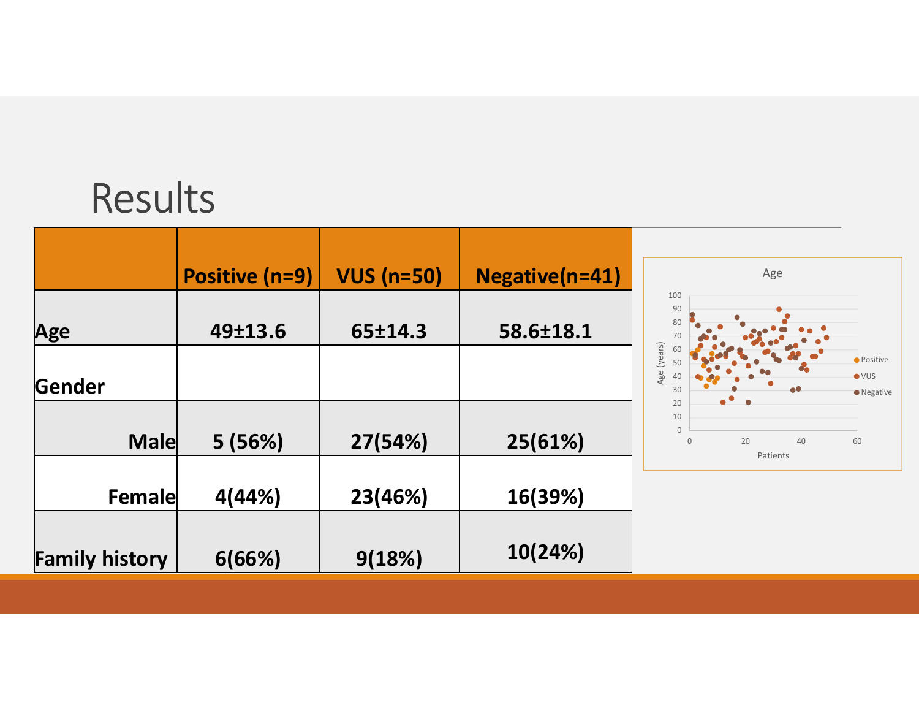# Results

| | Positive (n=9) | VUS (n=50) | Negative(n=41) |
|---|---|---|---|
| Age | 49±13.6 | 65±14.3 | 58.6±18.1 |
| Gender | | | |
| Male | 5 (56%) | 27(54%) | 25(61%) |
| Female | 4(44%) | 23(46%) | 16(39%) |
| Family history | 6(66%) | 9(18%) | 10(24%) |

Age

100
90
80
70
60
50
40
30
20
10
0

Age (years)

0
20
40
60

Patients

Positive
VUS
Negative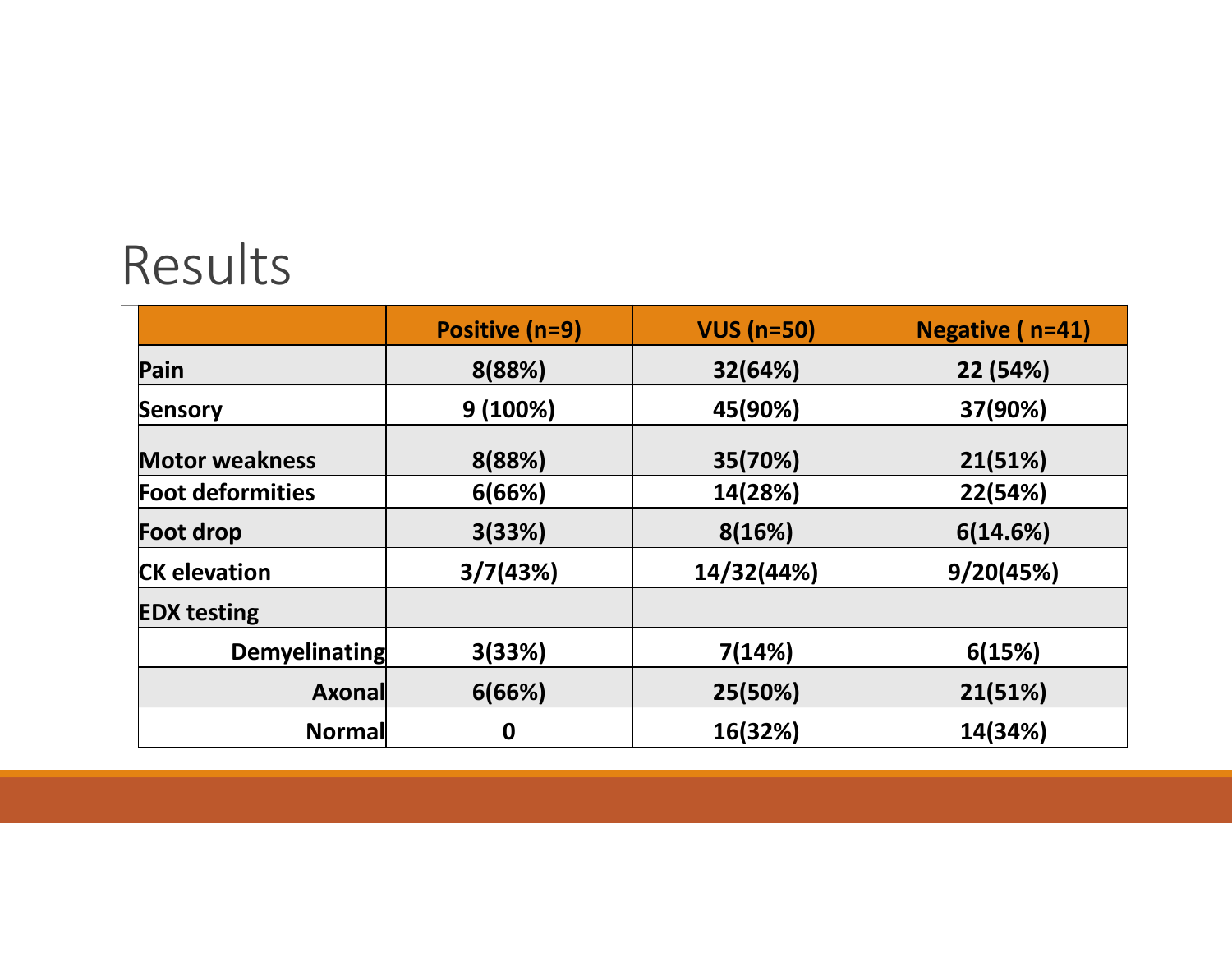# Results

| | Positive (n=9) | VUS (n=50) | Negative ( n=41) |
|---|---|---|---|
| Pain | 8(88%) | 32(64%) | 22 (54%) |
| Sensory | 9 (100%) | 45(90%) | 37(90%) |
| Motor weakness | 8(88%) | 35(70%) | 21(51%) |
| Foot deformities | 6(66%) | 14(28%) | 22(54%) |
| Foot drop | 3(33%) | 8(16%) | 6(14.6%) |
| CK elevation | 3/7(43%) | 14/32(44%) | 9/20(45%) |
| EDX testing | | | |
| Demyelinating | 3(33%) | 7(14%) | 6(15%) |
| Axonal | 6(66%) | 25(50%) | 21(51%) |
| Normal | 0 | 16(32%) | 14(34%) |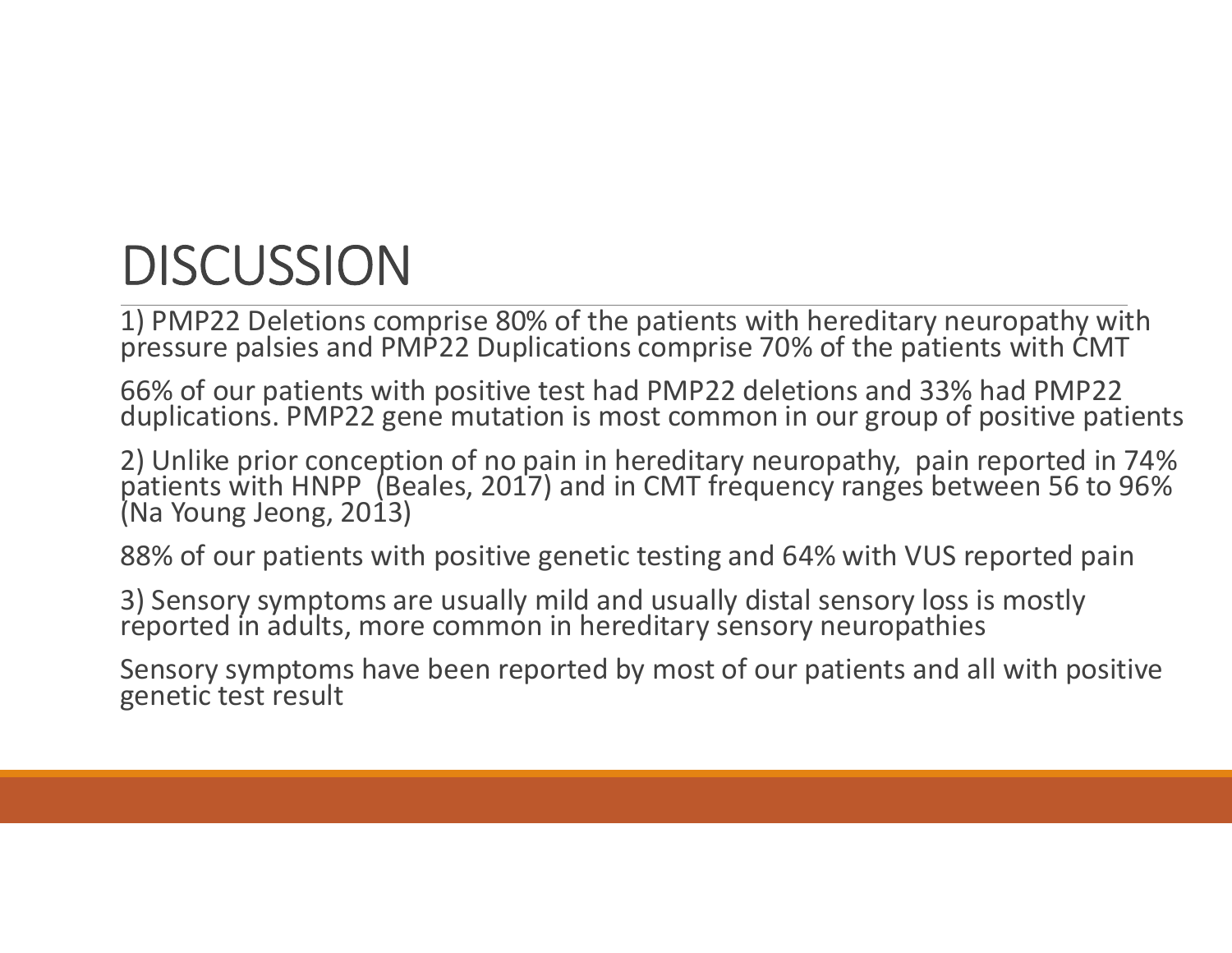# DISCUSSION

1) PMP22 Deletions comprise 80% of the patients with hereditary neuropathy with pressure palsies and PMP22 Duplications comprise 70% of the patients with CMT

66% of our patients with positive test had PMP22 deletions and 33% had PMP22 duplications. PMP22 gene mutation is most common in our group of positive patients

2) Unlike prior conception of no pain in hereditary neuropathy, pain reported in 74% patients with HNPP (Beales, 2017) and in CMT frequency ranges between 56 to 96% (Na Young Jeong, 2013)

88% of our patients with positive genetic testing and 64% with VUS reported pain

3) Sensory symptoms are usually mild and usually distal sensory loss is mostly reported in adults, more common in hereditary sensory neuropathies

Sensory symptoms have been reported by most of our patients and all with positive genetic test result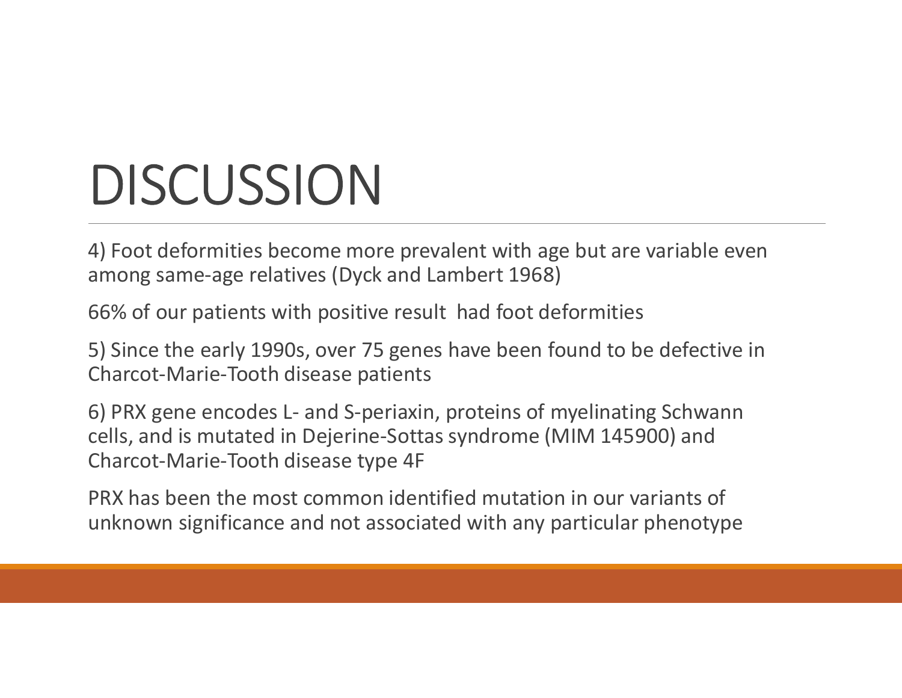# DISCUSSION

4) Foot deformities become more prevalent with age but are variable even among same-age relatives (Dyck and Lambert 1968)

66% of our patients with positive result had foot deformities

5) Since the early 1990s, over 75 genes have been found to be defective in Charcot-Marie-Tooth disease patients

6) PRX gene encodes L- and S-periaxin, proteins of myelinating Schwann cells, and is mutated in Dejerine-Sottas syndrome (MIM 145900) and Charcot-Marie-Tooth disease type 4F

PRX has been the most common identified mutation in our variants of unknown significance and not associated with any particular phenotype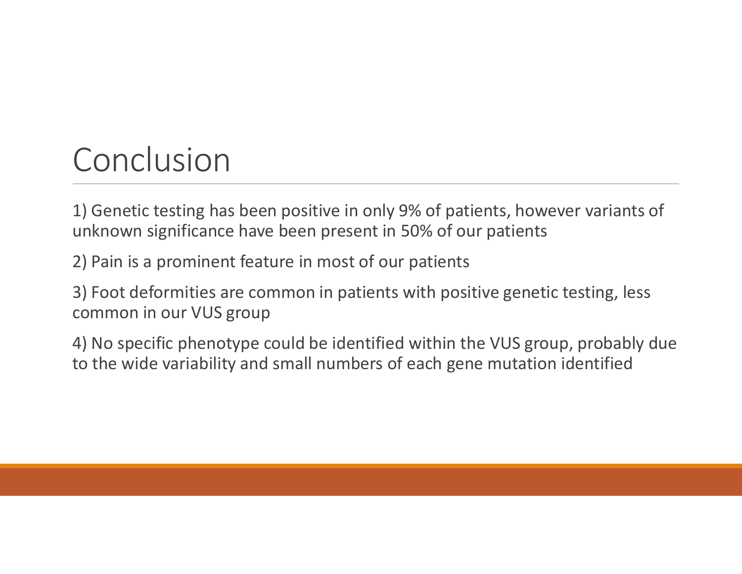# Conclusion

1) Genetic testing has been positive in only 9% of patients, however variants of unknown significance have been present in 50% of our patients

2) Pain is a prominent feature in most of our patients

3) Foot deformities are common in patients with positive genetic testing, less common in our VUS group

4) No specific phenotype could be identified within the VUS group, probably due to the wide variability and small numbers of each gene mutation identified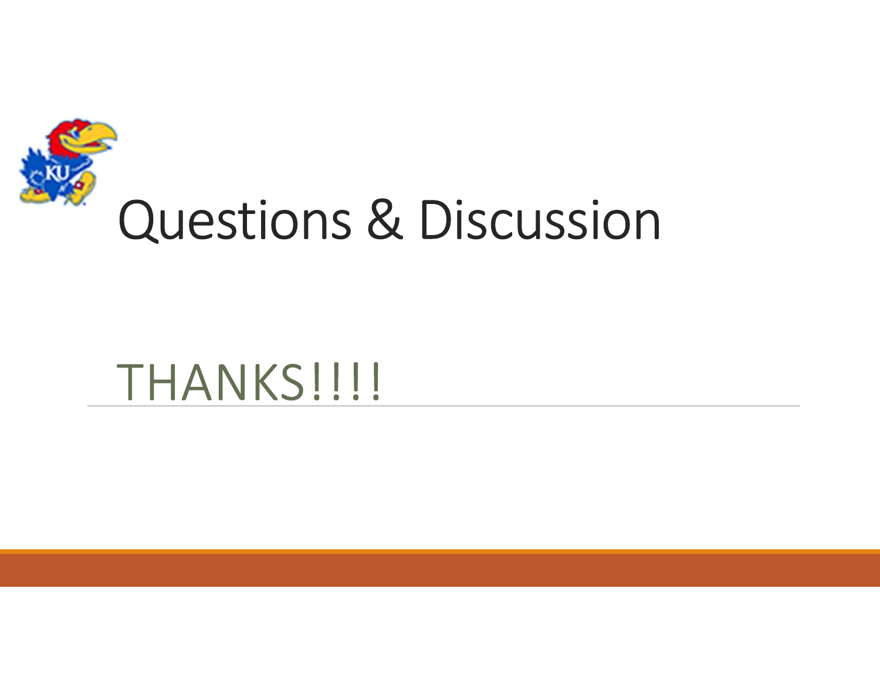# Questions & Discussion

THANKS!!!!